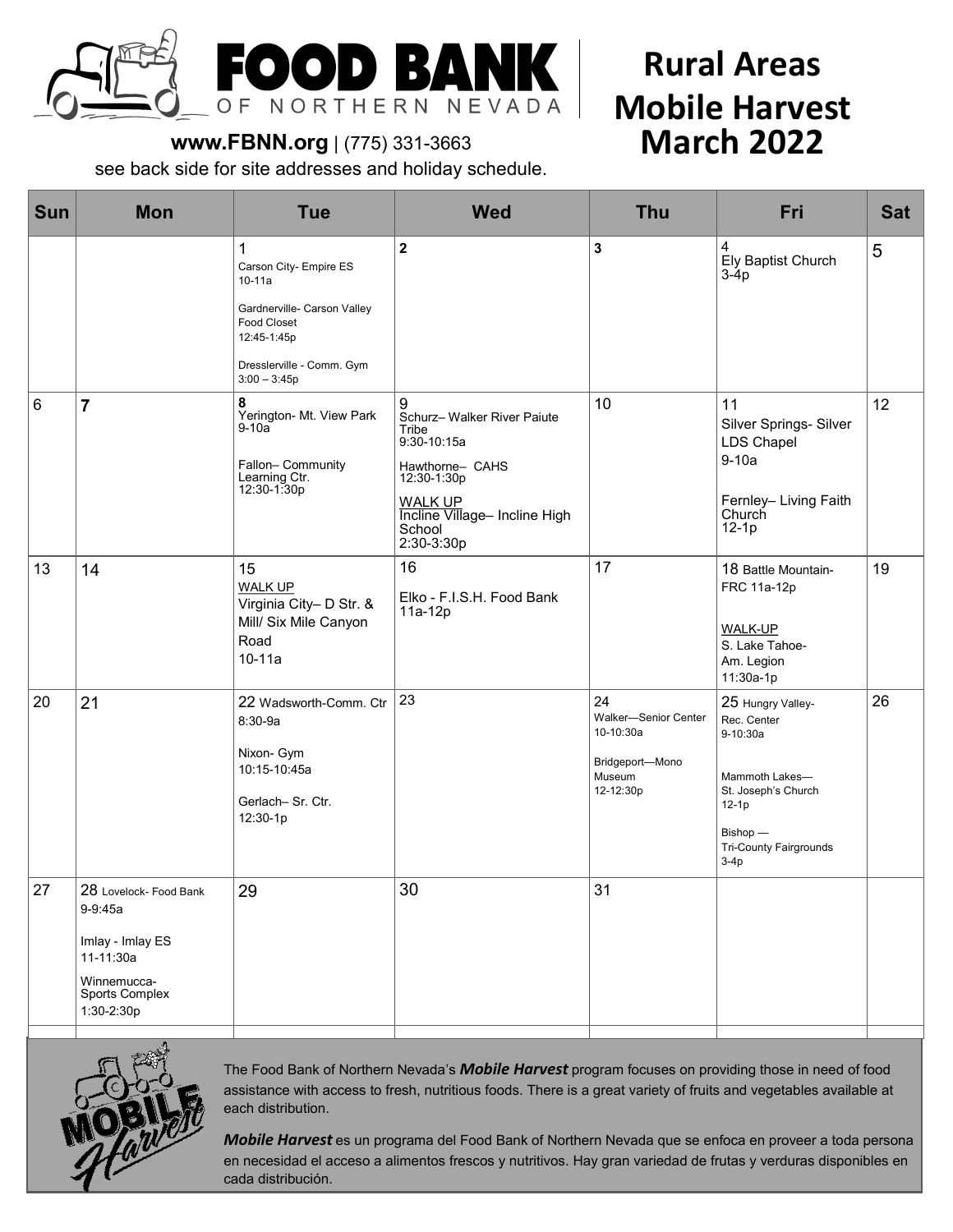# FOOD BANK OF NORTHERN NEVADA

**www.FBNN.org** | (775) 331-3663

see back side for site addresses and holiday schedule.

# Rural Areas Mobile Harvest March 2022

| Sun | Mon | Tue | Wed | Thu | Fri | Sat |
|---|---|---|---|---|---|---|
| | | 1<br>Carson City- Empire ES<br>10-11a<br><br>Gardnerville- Carson Valley Food Closet<br>12:45-1:45p<br><br>Dresslerville - Comm. Gym<br>3:00 – 3:45p | 2 | 3 | 4<br>Ely Baptist Church<br>3-4p | 5 |
| 6 | 7 | 8<br>Yerington- Mt. View Park<br>9-10a<br><br>Fallon– Community Learning Ctr.<br>12:30-1:30p | 9<br>Schurz– Walker River Paiute Tribe<br>9:30-10:15a<br><br>Hawthorne– CAHS<br>12:30-1:30p<br><br>WALK UP<br>Incline Village– Incline High School<br>2:30-3:30p | 10 | 11<br>Silver Springs- Silver LDS Chapel<br>9-10a<br><br>Fernley– Living Faith Church<br>12-1p | 12 |
| 13 | 14 | 15<br>WALK UP<br>Virginia City– D Str. & Mill/ Six Mile Canyon Road<br>10-11a | 16<br>Elko - F.I.S.H. Food Bank<br>11a-12p | 17 | 18 Battle Mountain-<br>FRC 11a-12p<br><br>WALK-UP<br>S. Lake Tahoe-<br>Am. Legion<br>11:30a-1p | 19 |
| 20 | 21 | 22 Wadsworth-Comm. Ctr<br>8:30-9a<br><br>Nixon- Gym<br>10:15-10:45a<br><br>Gerlach– Sr. Ctr.<br>12:30-1p | 23 | 24<br>Walker—Senior Center<br>10-10:30a<br><br>Bridgeport—Mono Museum<br>12-12:30p | 25 Hungry Valley-<br>Rec. Center<br>9-10:30a<br><br>Mammoth Lakes—<br>St. Joseph's Church<br>12-1p<br><br>Bishop —<br>Tri-County Fairgrounds<br>3-4p | 26 |
| 27 | 28 Lovelock- Food Bank<br>9-9:45a<br><br>Imlay - Imlay ES<br>11-11:30a<br><br>Winnemucca- Sports Complex<br>1:30-2:30p | 29 | 30 | 31 | | |

The Food Bank of Northern Nevada's ***Mobile Harvest*** program focuses on providing those in need of food assistance with access to fresh, nutritious foods. There is a great variety of fruits and vegetables available at each distribution.

***Mobile Harvest*** es un programa del Food Bank of Northern Nevada que se enfoca en proveer a toda persona en necesidad el acceso a alimentos frescos y nutritivos. Hay gran variedad de frutas y verduras disponibles en cada distribución.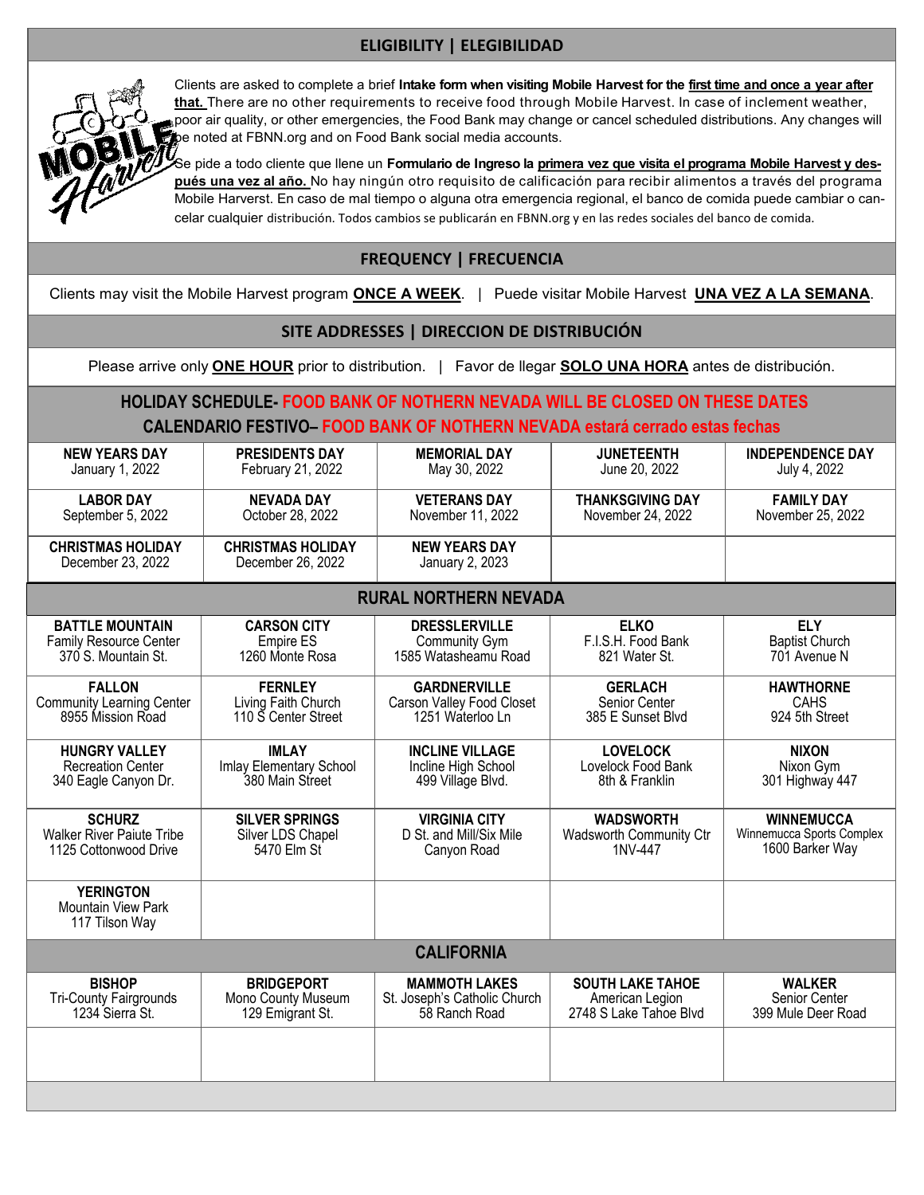## ELIGIBILITY | ELEGIBILIDAD

Clients are asked to complete a brief **Intake form when visiting Mobile Harvest for the first time and once a year after that.** There are no other requirements to receive food through Mobile Harvest. In case of inclement weather, poor air quality, or other emergencies, the Food Bank may change or cancel scheduled distributions. Any changes will be noted at FBNN.org and on Food Bank social media accounts.

Se pide a todo cliente que llene un **Formulario de Ingreso la primera vez que visita el programa Mobile Harvest y después una vez al año.** No hay ningún otro requisito de calificación para recibir alimentos a través del programa Mobile Harverst. En caso de mal tiempo o alguna otra emergencia regional, el banco de comida puede cambiar o cancelar cualquier distribución. Todos cambios se publicarán en FBNN.org y en las redes sociales del banco de comida.

## FREQUENCY | FRECUENCIA

Clients may visit the Mobile Harvest program **ONCE A WEEK**. | Puede visitar Mobile Harvest **UNA VEZ A LA SEMANA**.

## SITE ADDRESSES | DIRECCION DE DISTRIBUCIÓN

Please arrive only **ONE HOUR** prior to distribution. | Favor de llegar **SOLO UNA HORA** antes de distribución.

## HOLIDAY SCHEDULE- FOOD BANK OF NOTHERN NEVADA WILL BE CLOSED ON THESE DATES
## CALENDARIO FESTIVO– FOOD BANK OF NOTHERN NEVADA estará cerrado estas fechas

| | | | | |
|---|---|---|---|---|
| **NEW YEARS DAY** January 1, 2022 | **PRESIDENTS DAY** February 21, 2022 | **MEMORIAL DAY** May 30, 2022 | **JUNETEENTH** June 20, 2022 | **INDEPENDENCE DAY** July 4, 2022 |
| **LABOR DAY** September 5, 2022 | **NEVADA DAY** October 28, 2022 | **VETERANS DAY** November 11, 2022 | **THANKSGIVING DAY** November 24, 2022 | **FAMILY DAY** November 25, 2022 |
| **CHRISTMAS HOLIDAY** December 23, 2022 | **CHRISTMAS HOLIDAY** December 26, 2022 | **NEW YEARS DAY** January 2, 2023 | | |

## RURAL NORTHERN NEVADA

| | | | | |
|---|---|---|---|---|
| **BATTLE MOUNTAIN** Family Resource Center 370 S. Mountain St. | **CARSON CITY** Empire ES 1260 Monte Rosa | **DRESSLERVILLE** Community Gym 1585 Watasheamu Road | **ELKO** F.I.S.H. Food Bank 821 Water St. | **ELY** Baptist Church 701 Avenue N |
| **FALLON** Community Learning Center 8955 Mission Road | **FERNLEY** Living Faith Church 110 S Center Street | **GARDNERVILLE** Carson Valley Food Closet 1251 Waterloo Ln | **GERLACH** Senior Center 385 E Sunset Blvd | **HAWTHORNE** CAHS 924 5th Street |
| **HUNGRY VALLEY** Recreation Center 340 Eagle Canyon Dr. | **IMLAY** Imlay Elementary School 380 Main Street | **INCLINE VILLAGE** Incline High School 499 Village Blvd. | **LOVELOCK** Lovelock Food Bank 8th & Franklin | **NIXON** Nixon Gym 301 Highway 447 |
| **SCHURZ** Walker River Paiute Tribe 1125 Cottonwood Drive | **SILVER SPRINGS** Silver LDS Chapel 5470 Elm St | **VIRGINIA CITY** D St. and Mill/Six Mile Canyon Road | **WADSWORTH** Wadsworth Community Ctr 1NV-447 | **WINNEMUCCA** Winnemucca Sports Complex 1600 Barker Way |
| **YERINGTON** Mountain View Park 117 Tilson Way | | | | |

## CALIFORNIA

| | | | | |
|---|---|---|---|---|
| **BISHOP** Tri-County Fairgrounds 1234 Sierra St. | **BRIDGEPORT** Mono County Museum 129 Emigrant St. | **MAMMOTH LAKES** St. Joseph's Catholic Church 58 Ranch Road | **SOUTH LAKE TAHOE** American Legion 2748 S Lake Tahoe Blvd | **WALKER** Senior Center 399 Mule Deer Road |
| | | | | |